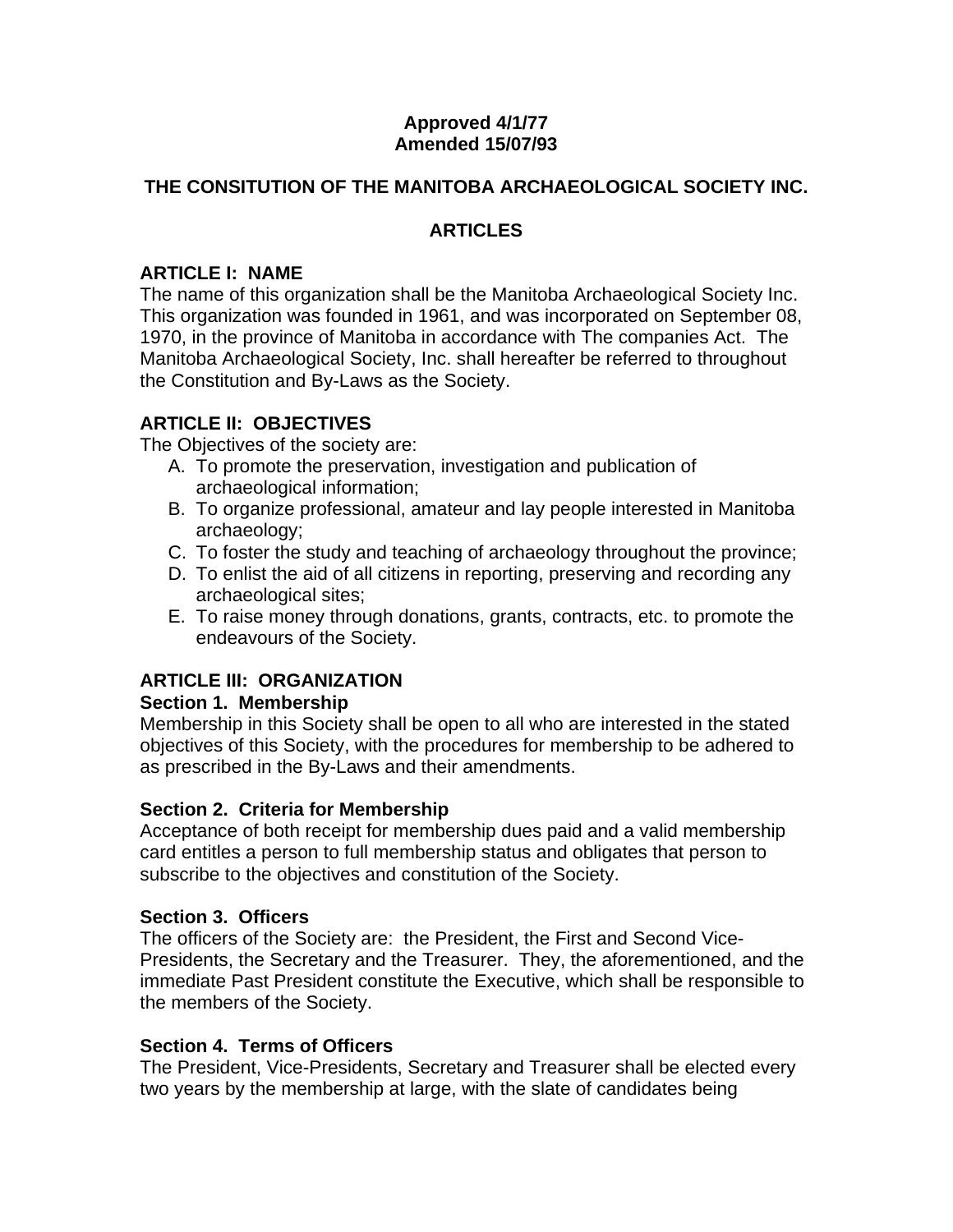**Approved 4/1/77**
**Amended 15/07/93**

# THE CONSITUTION OF THE MANITOBA ARCHAEOLOGICAL SOCIETY INC.

## ARTICLES

### ARTICLE I: NAME

The name of this organization shall be the Manitoba Archaeological Society Inc. This organization was founded in 1961, and was incorporated on September 08, 1970, in the province of Manitoba in accordance with The companies Act. The Manitoba Archaeological Society, Inc. shall hereafter be referred to throughout the Constitution and By-Laws as the Society.

### ARTICLE II: OBJECTIVES

The Objectives of the society are:

A. To promote the preservation, investigation and publication of archaeological information;
B. To organize professional, amateur and lay people interested in Manitoba archaeology;
C. To foster the study and teaching of archaeology throughout the province;
D. To enlist the aid of all citizens in reporting, preserving and recording any archaeological sites;
E. To raise money through donations, grants, contracts, etc. to promote the endeavours of the Society.

### ARTICLE III: ORGANIZATION

**Section 1. Membership**

Membership in this Society shall be open to all who are interested in the stated objectives of this Society, with the procedures for membership to be adhered to as prescribed in the By-Laws and their amendments.

**Section 2. Criteria for Membership**

Acceptance of both receipt for membership dues paid and a valid membership card entitles a person to full membership status and obligates that person to subscribe to the objectives and constitution of the Society.

**Section 3. Officers**

The officers of the Society are: the President, the First and Second Vice-Presidents, the Secretary and the Treasurer. They, the aforementioned, and the immediate Past President constitute the Executive, which shall be responsible to the members of the Society.

**Section 4. Terms of Officers**

The President, Vice-Presidents, Secretary and Treasurer shall be elected every two years by the membership at large, with the slate of candidates being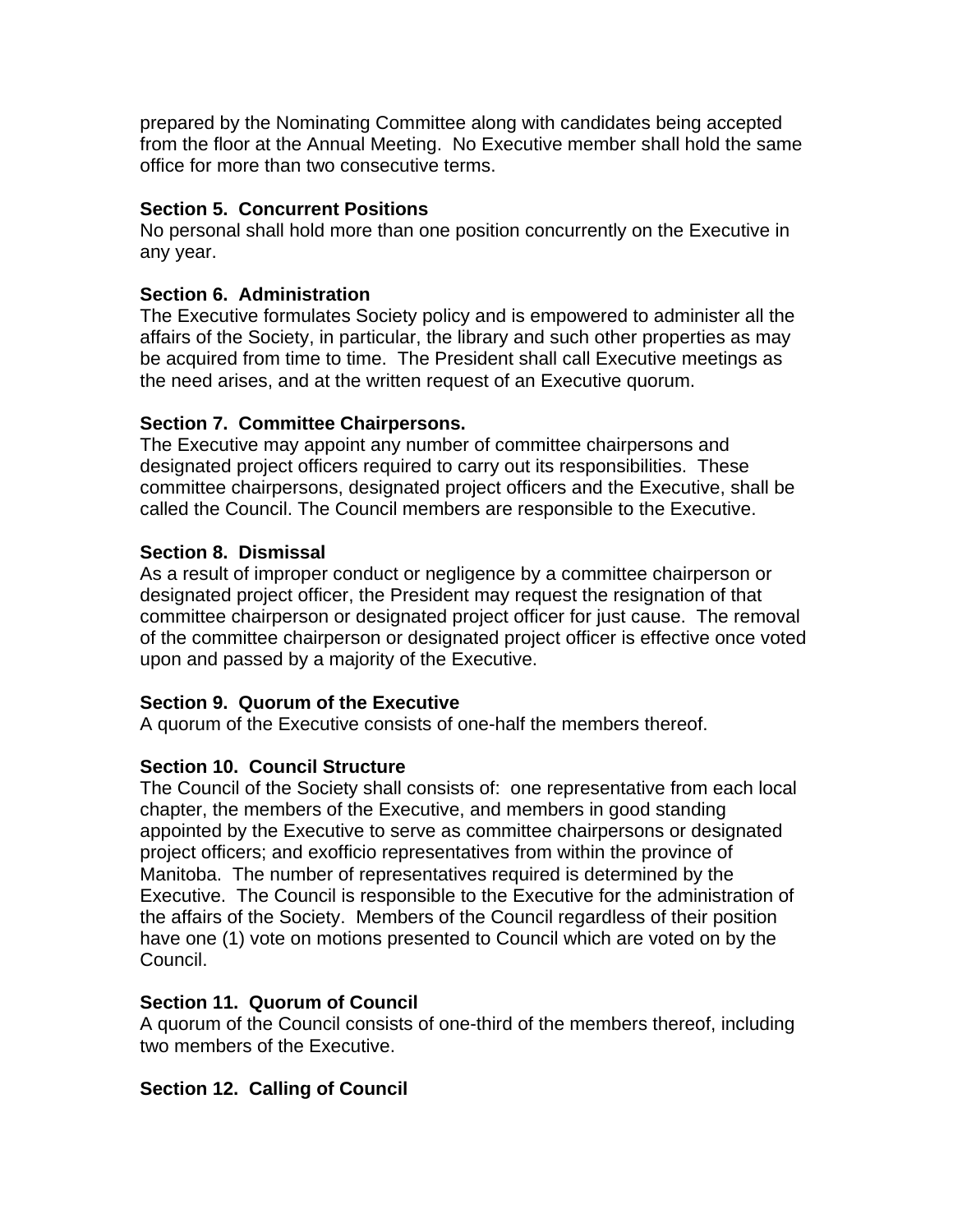prepared by the Nominating Committee along with candidates being accepted from the floor at the Annual Meeting. No Executive member shall hold the same office for more than two consecutive terms.

**Section 5. Concurrent Positions**
No personal shall hold more than one position concurrently on the Executive in any year.

**Section 6. Administration**
The Executive formulates Society policy and is empowered to administer all the affairs of the Society, in particular, the library and such other properties as may be acquired from time to time. The President shall call Executive meetings as the need arises, and at the written request of an Executive quorum.

**Section 7. Committee Chairpersons.**
The Executive may appoint any number of committee chairpersons and designated project officers required to carry out its responsibilities. These committee chairpersons, designated project officers and the Executive, shall be called the Council. The Council members are responsible to the Executive.

**Section 8. Dismissal**
As a result of improper conduct or negligence by a committee chairperson or designated project officer, the President may request the resignation of that committee chairperson or designated project officer for just cause. The removal of the committee chairperson or designated project officer is effective once voted upon and passed by a majority of the Executive.

**Section 9. Quorum of the Executive**
A quorum of the Executive consists of one-half the members thereof.

**Section 10. Council Structure**
The Council of the Society shall consists of: one representative from each local chapter, the members of the Executive, and members in good standing appointed by the Executive to serve as committee chairpersons or designated project officers; and exofficio representatives from within the province of Manitoba. The number of representatives required is determined by the Executive. The Council is responsible to the Executive for the administration of the affairs of the Society. Members of the Council regardless of their position have one (1) vote on motions presented to Council which are voted on by the Council.

**Section 11. Quorum of Council**
A quorum of the Council consists of one-third of the members thereof, including two members of the Executive.

**Section 12. Calling of Council**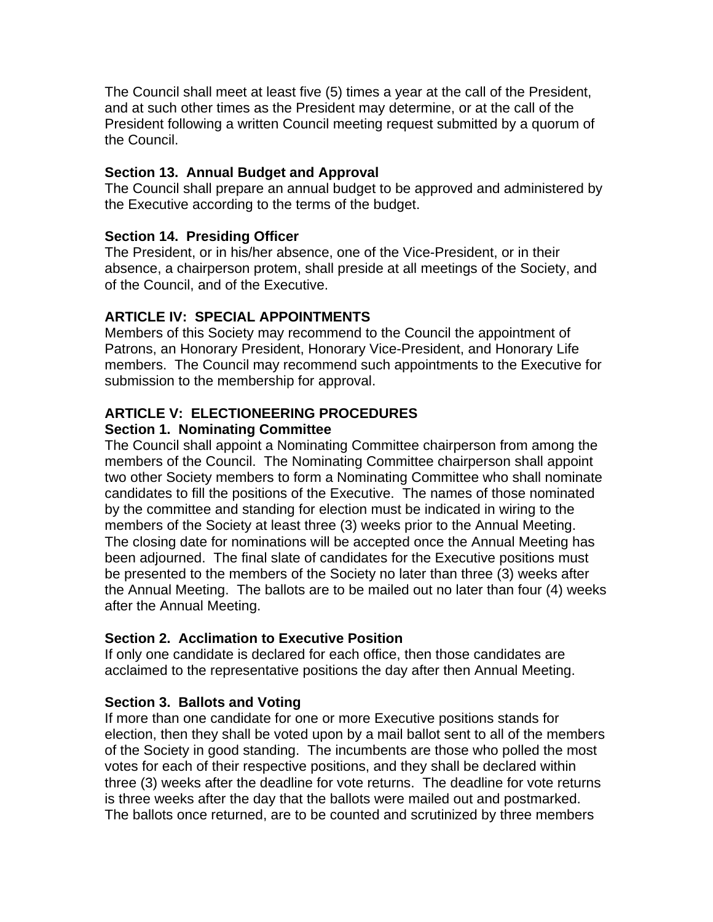The Council shall meet at least five (5) times a year at the call of the President, and at such other times as the President may determine, or at the call of the President following a written Council meeting request submitted by a quorum of the Council.

**Section 13. Annual Budget and Approval**
The Council shall prepare an annual budget to be approved and administered by the Executive according to the terms of the budget.

**Section 14. Presiding Officer**
The President, or in his/her absence, one of the Vice-President, or in their absence, a chairperson protem, shall preside at all meetings of the Society, and of the Council, and of the Executive.

**ARTICLE IV: SPECIAL APPOINTMENTS**
Members of this Society may recommend to the Council the appointment of Patrons, an Honorary President, Honorary Vice-President, and Honorary Life members. The Council may recommend such appointments to the Executive for submission to the membership for approval.

**ARTICLE V: ELECTIONEERING PROCEDURES**
**Section 1. Nominating Committee**
The Council shall appoint a Nominating Committee chairperson from among the members of the Council. The Nominating Committee chairperson shall appoint two other Society members to form a Nominating Committee who shall nominate candidates to fill the positions of the Executive. The names of those nominated by the committee and standing for election must be indicated in wiring to the members of the Society at least three (3) weeks prior to the Annual Meeting. The closing date for nominations will be accepted once the Annual Meeting has been adjourned. The final slate of candidates for the Executive positions must be presented to the members of the Society no later than three (3) weeks after the Annual Meeting. The ballots are to be mailed out no later than four (4) weeks after the Annual Meeting.

**Section 2. Acclimation to Executive Position**
If only one candidate is declared for each office, then those candidates are acclaimed to the representative positions the day after then Annual Meeting.

**Section 3. Ballots and Voting**
If more than one candidate for one or more Executive positions stands for election, then they shall be voted upon by a mail ballot sent to all of the members of the Society in good standing. The incumbents are those who polled the most votes for each of their respective positions, and they shall be declared within three (3) weeks after the deadline for vote returns. The deadline for vote returns is three weeks after the day that the ballots were mailed out and postmarked. The ballots once returned, are to be counted and scrutinized by three members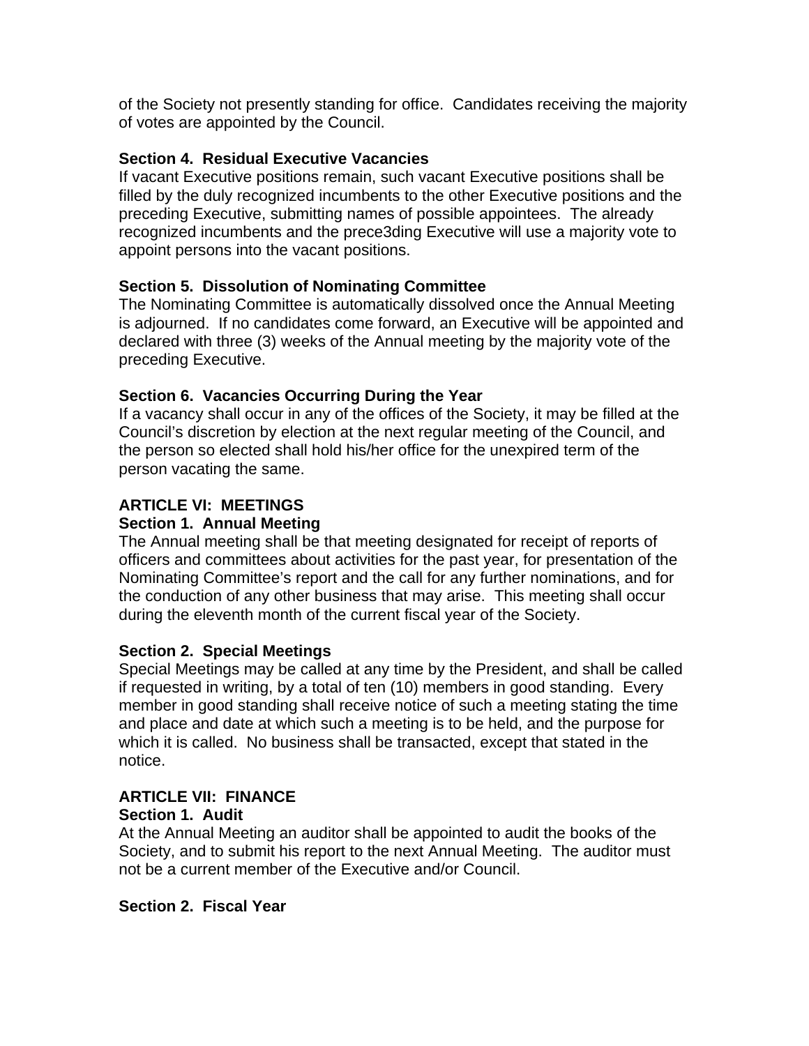of the Society not presently standing for office.  Candidates receiving the majority of votes are appointed by the Council.

**Section 4.  Residual Executive Vacancies**

If vacant Executive positions remain, such vacant Executive positions shall be filled by the duly recognized incumbents to the other Executive positions and the preceding Executive, submitting names of possible appointees.  The already recognized incumbents and the prece3ding Executive will use a majority vote to appoint persons into the vacant positions.

**Section 5.  Dissolution of Nominating Committee**

The Nominating Committee is automatically dissolved once the Annual Meeting is adjourned.  If no candidates come forward, an Executive will be appointed and declared with three (3) weeks of the Annual meeting by the majority vote of the preceding Executive.

**Section 6.  Vacancies Occurring During the Year**

If a vacancy shall occur in any of the offices of the Society, it may be filled at the Council's discretion by election at the next regular meeting of the Council, and the person so elected shall hold his/her office for the unexpired term of the person vacating the same.

## ARTICLE VI:  MEETINGS

**Section 1.  Annual Meeting**

The Annual meeting shall be that meeting designated for receipt of reports of officers and committees about activities for the past year, for presentation of the Nominating Committee's report and the call for any further nominations, and for the conduction of any other business that may arise.  This meeting shall occur during the eleventh month of the current fiscal year of the Society.

**Section 2.  Special Meetings**

Special Meetings may be called at any time by the President, and shall be called if requested in writing, by a total of ten (10) members in good standing.  Every member in good standing shall receive notice of such a meeting stating the time and place and date at which such a meeting is to be held, and the purpose for which it is called.  No business shall be transacted, except that stated in the notice.

## ARTICLE VII:  FINANCE

**Section 1.  Audit**

At the Annual Meeting an auditor shall be appointed to audit the books of the Society, and to submit his report to the next Annual Meeting.  The auditor must not be a current member of the Executive and/or Council.

**Section 2.  Fiscal Year**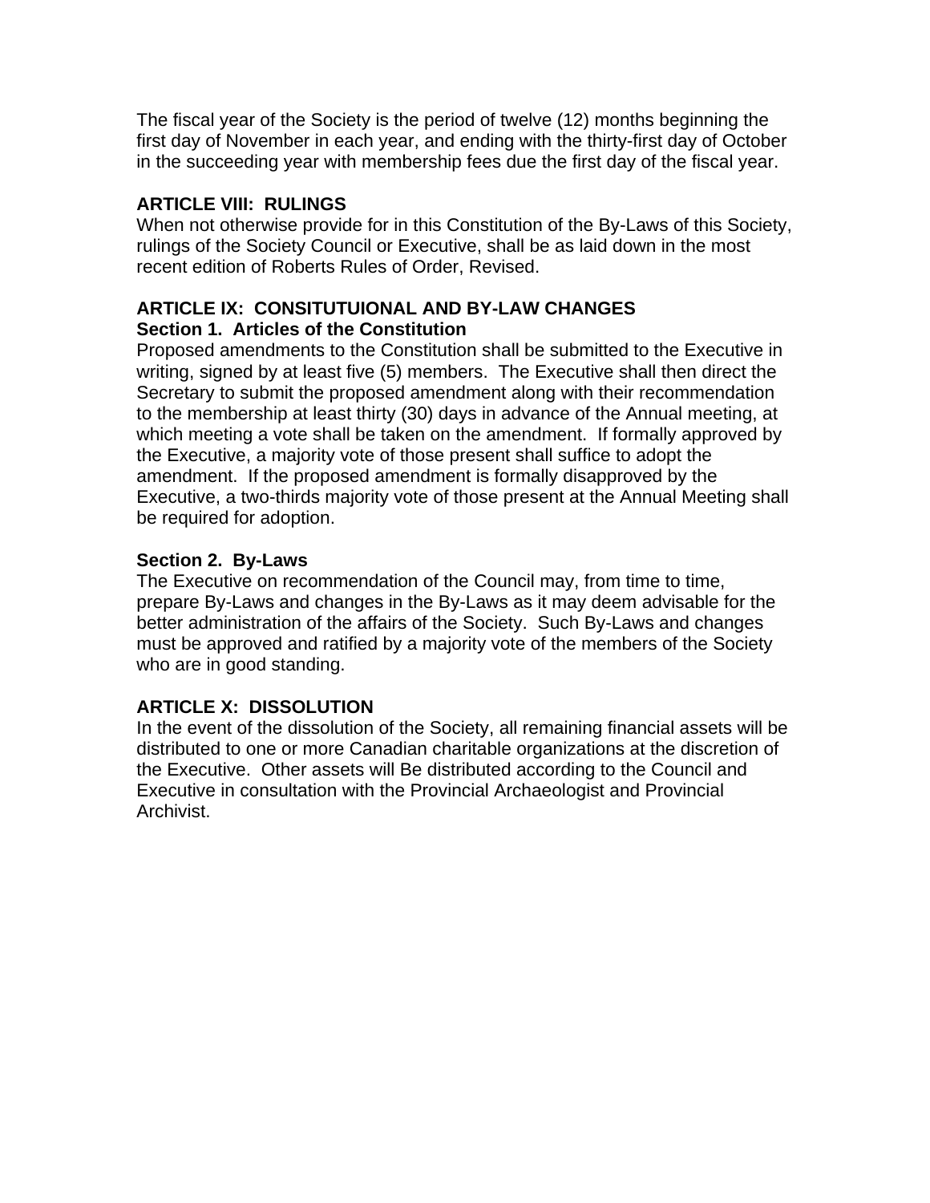The fiscal year of the Society is the period of twelve (12) months beginning the first day of November in each year, and ending with the thirty-first day of October in the succeeding year with membership fees due the first day of the fiscal year.

**ARTICLE VIII: RULINGS**

When not otherwise provide for in this Constitution of the By-Laws of this Society, rulings of the Society Council or Executive, shall be as laid down in the most recent edition of Roberts Rules of Order, Revised.

**ARTICLE IX: CONSITUTUIONAL AND BY-LAW CHANGES**

**Section 1. Articles of the Constitution**

Proposed amendments to the Constitution shall be submitted to the Executive in writing, signed by at least five (5) members. The Executive shall then direct the Secretary to submit the proposed amendment along with their recommendation to the membership at least thirty (30) days in advance of the Annual meeting, at which meeting a vote shall be taken on the amendment. If formally approved by the Executive, a majority vote of those present shall suffice to adopt the amendment. If the proposed amendment is formally disapproved by the Executive, a two-thirds majority vote of those present at the Annual Meeting shall be required for adoption.

**Section 2. By-Laws**

The Executive on recommendation of the Council may, from time to time, prepare By-Laws and changes in the By-Laws as it may deem advisable for the better administration of the affairs of the Society. Such By-Laws and changes must be approved and ratified by a majority vote of the members of the Society who are in good standing.

**ARTICLE X: DISSOLUTION**

In the event of the dissolution of the Society, all remaining financial assets will be distributed to one or more Canadian charitable organizations at the discretion of the Executive. Other assets will Be distributed according to the Council and Executive in consultation with the Provincial Archaeologist and Provincial Archivist.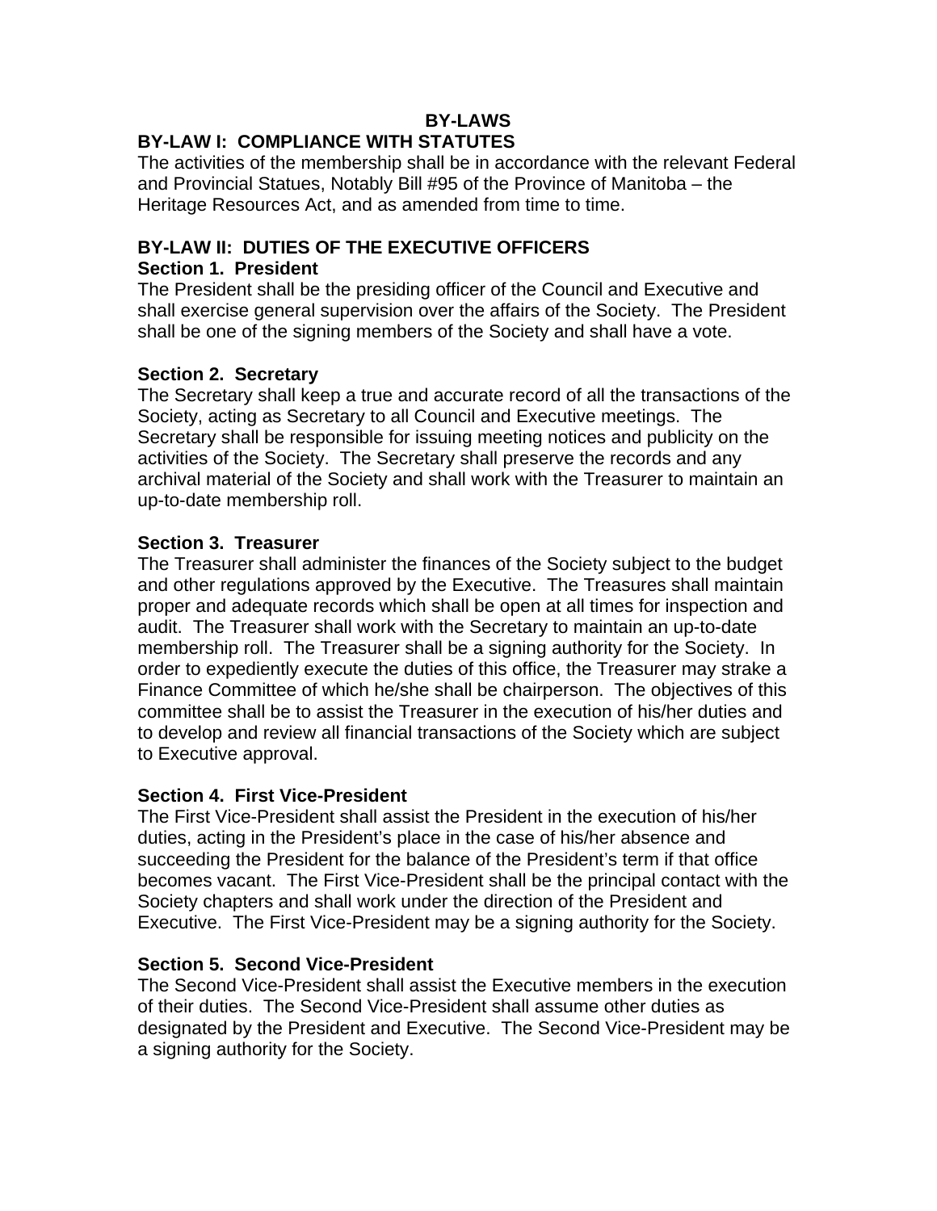# BY-LAWS

## BY-LAW I: COMPLIANCE WITH STATUTES

The activities of the membership shall be in accordance with the relevant Federal and Provincial Statues, Notably Bill #95 of the Province of Manitoba – the Heritage Resources Act, and as amended from time to time.

## BY-LAW II: DUTIES OF THE EXECUTIVE OFFICERS

### Section 1. President

The President shall be the presiding officer of the Council and Executive and shall exercise general supervision over the affairs of the Society. The President shall be one of the signing members of the Society and shall have a vote.

### Section 2. Secretary

The Secretary shall keep a true and accurate record of all the transactions of the Society, acting as Secretary to all Council and Executive meetings. The Secretary shall be responsible for issuing meeting notices and publicity on the activities of the Society. The Secretary shall preserve the records and any archival material of the Society and shall work with the Treasurer to maintain an up-to-date membership roll.

### Section 3. Treasurer

The Treasurer shall administer the finances of the Society subject to the budget and other regulations approved by the Executive. The Treasures shall maintain proper and adequate records which shall be open at all times for inspection and audit. The Treasurer shall work with the Secretary to maintain an up-to-date membership roll. The Treasurer shall be a signing authority for the Society. In order to expediently execute the duties of this office, the Treasurer may strake a Finance Committee of which he/she shall be chairperson. The objectives of this committee shall be to assist the Treasurer in the execution of his/her duties and to develop and review all financial transactions of the Society which are subject to Executive approval.

### Section 4. First Vice-President

The First Vice-President shall assist the President in the execution of his/her duties, acting in the President's place in the case of his/her absence and succeeding the President for the balance of the President's term if that office becomes vacant. The First Vice-President shall be the principal contact with the Society chapters and shall work under the direction of the President and Executive. The First Vice-President may be a signing authority for the Society.

### Section 5. Second Vice-President

The Second Vice-President shall assist the Executive members in the execution of their duties. The Second Vice-President shall assume other duties as designated by the President and Executive. The Second Vice-President may be a signing authority for the Society.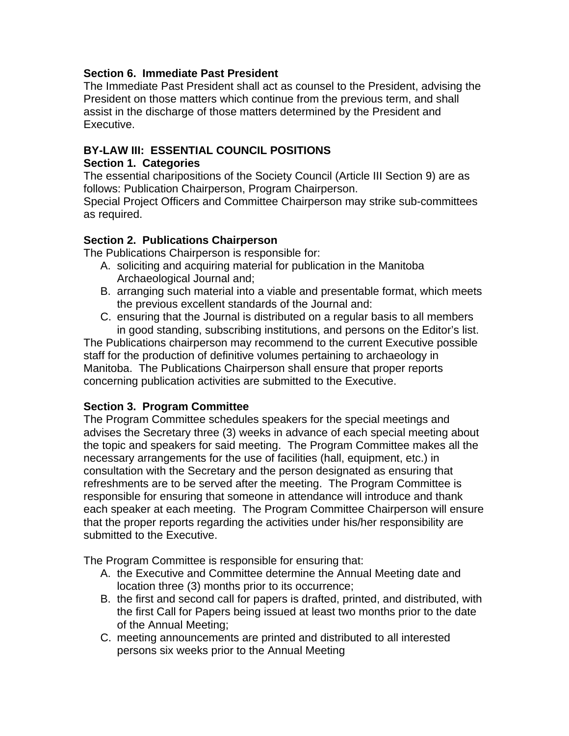**Section 6. Immediate Past President**
The Immediate Past President shall act as counsel to the President, advising the President on those matters which continue from the previous term, and shall assist in the discharge of those matters determined by the President and Executive.

**BY-LAW III: ESSENTIAL COUNCIL POSITIONS**
**Section 1. Categories**
The essential charipositions of the Society Council (Article III Section 9) are as follows: Publication Chairperson, Program Chairperson.
Special Project Officers and Committee Chairperson may strike sub-committees as required.

**Section 2. Publications Chairperson**
The Publications Chairperson is responsible for:

A. soliciting and acquiring material for publication in the Manitoba Archaeological Journal and;
B. arranging such material into a viable and presentable format, which meets the previous excellent standards of the Journal and:
C. ensuring that the Journal is distributed on a regular basis to all members in good standing, subscribing institutions, and persons on the Editor's list.

The Publications chairperson may recommend to the current Executive possible staff for the production of definitive volumes pertaining to archaeology in Manitoba. The Publications Chairperson shall ensure that proper reports concerning publication activities are submitted to the Executive.

**Section 3. Program Committee**
The Program Committee schedules speakers for the special meetings and advises the Secretary three (3) weeks in advance of each special meeting about the topic and speakers for said meeting. The Program Committee makes all the necessary arrangements for the use of facilities (hall, equipment, etc.) in consultation with the Secretary and the person designated as ensuring that refreshments are to be served after the meeting. The Program Committee is responsible for ensuring that someone in attendance will introduce and thank each speaker at each meeting. The Program Committee Chairperson will ensure that the proper reports regarding the activities under his/her responsibility are submitted to the Executive.

The Program Committee is responsible for ensuring that:

A. the Executive and Committee determine the Annual Meeting date and location three (3) months prior to its occurrence;
B. the first and second call for papers is drafted, printed, and distributed, with the first Call for Papers being issued at least two months prior to the date of the Annual Meeting;
C. meeting announcements are printed and distributed to all interested persons six weeks prior to the Annual Meeting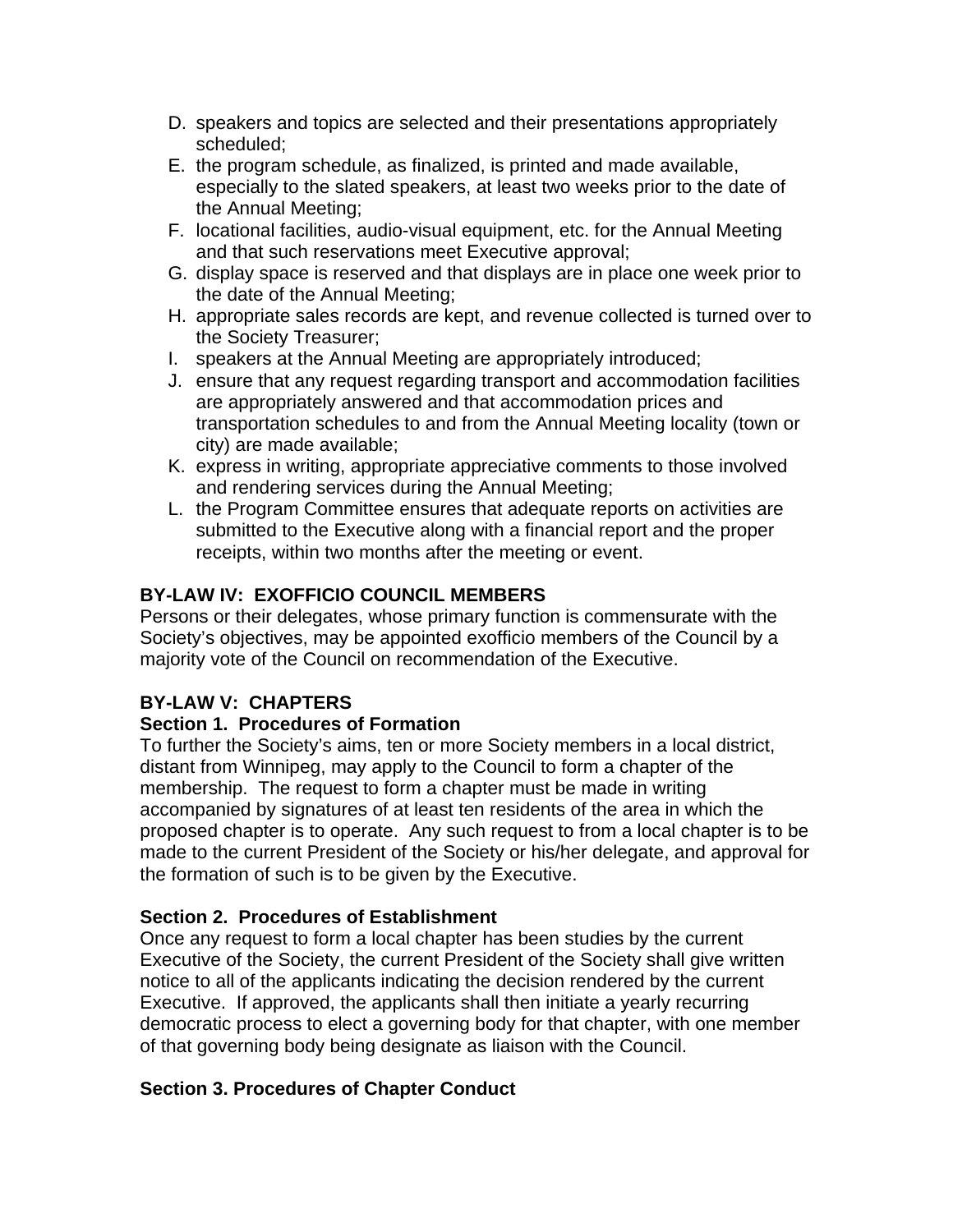D. speakers and topics are selected and their presentations appropriately scheduled;
E. the program schedule, as finalized, is printed and made available, especially to the slated speakers, at least two weeks prior to the date of the Annual Meeting;
F. locational facilities, audio-visual equipment, etc. for the Annual Meeting and that such reservations meet Executive approval;
G. display space is reserved and that displays are in place one week prior to the date of the Annual Meeting;
H. appropriate sales records are kept, and revenue collected is turned over to the Society Treasurer;
I. speakers at the Annual Meeting are appropriately introduced;
J. ensure that any request regarding transport and accommodation facilities are appropriately answered and that accommodation prices and transportation schedules to and from the Annual Meeting locality (town or city) are made available;
K. express in writing, appropriate appreciative comments to those involved and rendering services during the Annual Meeting;
L. the Program Committee ensures that adequate reports on activities are submitted to the Executive along with a financial report and the proper receipts, within two months after the meeting or event.

**BY-LAW IV: EXOFFICIO COUNCIL MEMBERS**

Persons or their delegates, whose primary function is commensurate with the Society's objectives, may be appointed exofficio members of the Council by a majority vote of the Council on recommendation of the Executive.

**BY-LAW V: CHAPTERS**

**Section 1. Procedures of Formation**

To further the Society's aims, ten or more Society members in a local district, distant from Winnipeg, may apply to the Council to form a chapter of the membership. The request to form a chapter must be made in writing accompanied by signatures of at least ten residents of the area in which the proposed chapter is to operate. Any such request to from a local chapter is to be made to the current President of the Society or his/her delegate, and approval for the formation of such is to be given by the Executive.

**Section 2. Procedures of Establishment**

Once any request to form a local chapter has been studies by the current Executive of the Society, the current President of the Society shall give written notice to all of the applicants indicating the decision rendered by the current Executive. If approved, the applicants shall then initiate a yearly recurring democratic process to elect a governing body for that chapter, with one member of that governing body being designate as liaison with the Council.

**Section 3. Procedures of Chapter Conduct**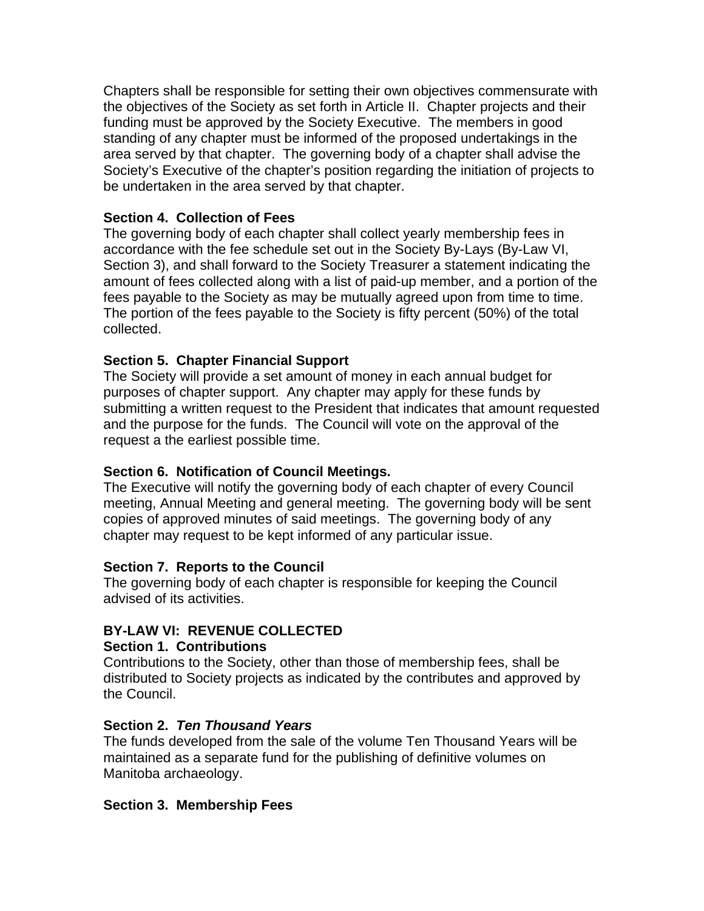Chapters shall be responsible for setting their own objectives commensurate with the objectives of the Society as set forth in Article II. Chapter projects and their funding must be approved by the Society Executive. The members in good standing of any chapter must be informed of the proposed undertakings in the area served by that chapter. The governing body of a chapter shall advise the Society's Executive of the chapter's position regarding the initiation of projects to be undertaken in the area served by that chapter.

**Section 4. Collection of Fees**
The governing body of each chapter shall collect yearly membership fees in accordance with the fee schedule set out in the Society By-Lays (By-Law VI, Section 3), and shall forward to the Society Treasurer a statement indicating the amount of fees collected along with a list of paid-up member, and a portion of the fees payable to the Society as may be mutually agreed upon from time to time. The portion of the fees payable to the Society is fifty percent (50%) of the total collected.

**Section 5. Chapter Financial Support**
The Society will provide a set amount of money in each annual budget for purposes of chapter support. Any chapter may apply for these funds by submitting a written request to the President that indicates that amount requested and the purpose for the funds. The Council will vote on the approval of the request a the earliest possible time.

**Section 6. Notification of Council Meetings.**
The Executive will notify the governing body of each chapter of every Council meeting, Annual Meeting and general meeting. The governing body will be sent copies of approved minutes of said meetings. The governing body of any chapter may request to be kept informed of any particular issue.

**Section 7. Reports to the Council**
The governing body of each chapter is responsible for keeping the Council advised of its activities.

## BY-LAW VI: REVENUE COLLECTED

**Section 1. Contributions**
Contributions to the Society, other than those of membership fees, shall be distributed to Society projects as indicated by the contributes and approved by the Council.

**Section 2. *Ten Thousand Years***
The funds developed from the sale of the volume Ten Thousand Years will be maintained as a separate fund for the publishing of definitive volumes on Manitoba archaeology.

**Section 3. Membership Fees**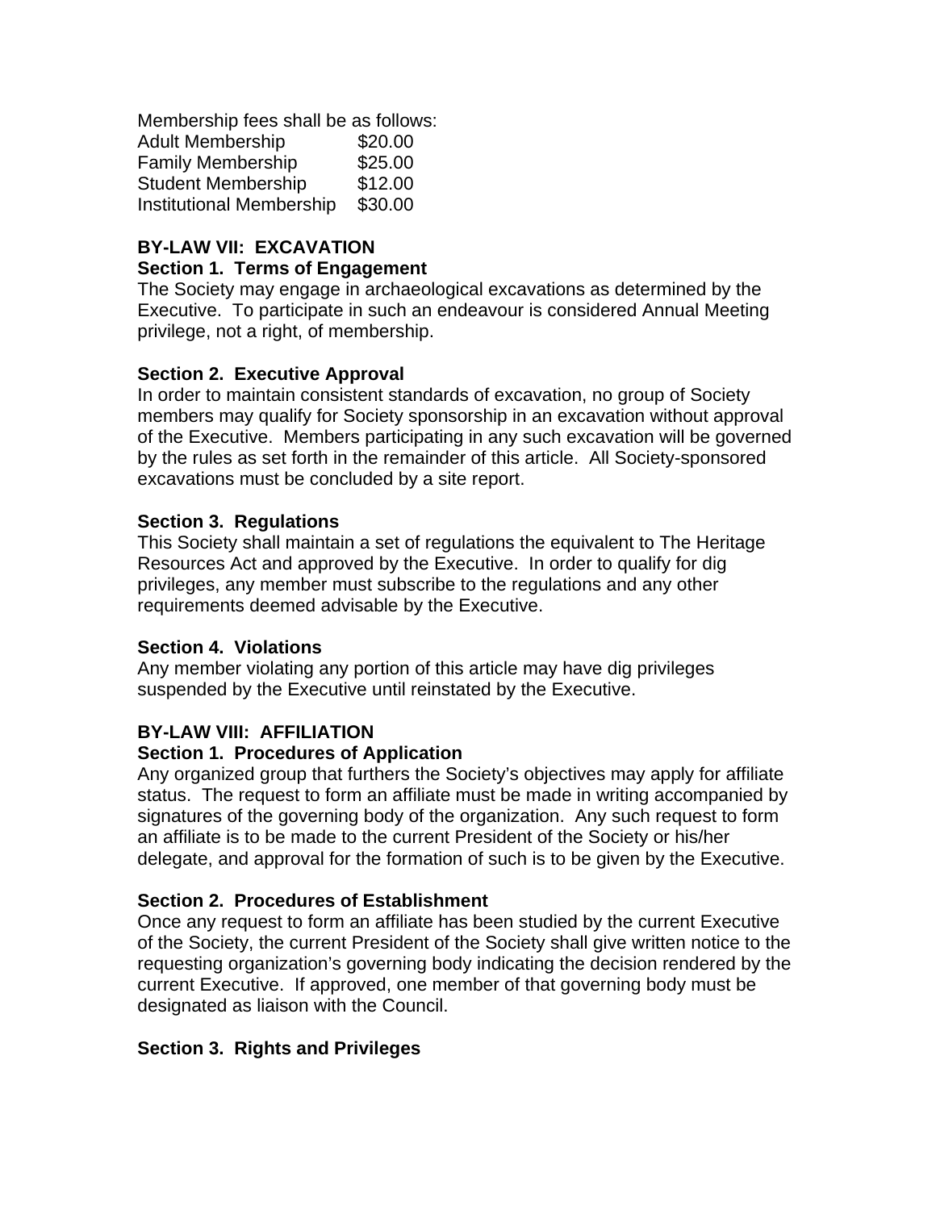Membership fees shall be as follows:

| | |
|---|---|
| Adult Membership | $20.00 |
| Family Membership | $25.00 |
| Student Membership | $12.00 |
| Institutional Membership | $30.00 |

**BY-LAW VII: EXCAVATION**

**Section 1. Terms of Engagement**

The Society may engage in archaeological excavations as determined by the Executive. To participate in such an endeavour is considered Annual Meeting privilege, not a right, of membership.

**Section 2. Executive Approval**

In order to maintain consistent standards of excavation, no group of Society members may qualify for Society sponsorship in an excavation without approval of the Executive. Members participating in any such excavation will be governed by the rules as set forth in the remainder of this article. All Society-sponsored excavations must be concluded by a site report.

**Section 3. Regulations**

This Society shall maintain a set of regulations the equivalent to The Heritage Resources Act and approved by the Executive. In order to qualify for dig privileges, any member must subscribe to the regulations and any other requirements deemed advisable by the Executive.

**Section 4. Violations**

Any member violating any portion of this article may have dig privileges suspended by the Executive until reinstated by the Executive.

**BY-LAW VIII: AFFILIATION**

**Section 1. Procedures of Application**

Any organized group that furthers the Society's objectives may apply for affiliate status. The request to form an affiliate must be made in writing accompanied by signatures of the governing body of the organization. Any such request to form an affiliate is to be made to the current President of the Society or his/her delegate, and approval for the formation of such is to be given by the Executive.

**Section 2. Procedures of Establishment**

Once any request to form an affiliate has been studied by the current Executive of the Society, the current President of the Society shall give written notice to the requesting organization's governing body indicating the decision rendered by the current Executive. If approved, one member of that governing body must be designated as liaison with the Council.

**Section 3. Rights and Privileges**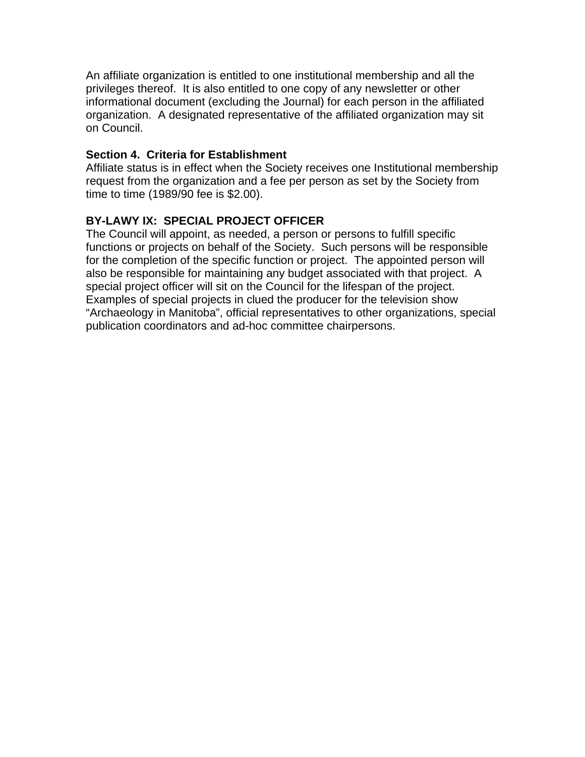An affiliate organization is entitled to one institutional membership and all the privileges thereof. It is also entitled to one copy of any newsletter or other informational document (excluding the Journal) for each person in the affiliated organization. A designated representative of the affiliated organization may sit on Council.

**Section 4. Criteria for Establishment**

Affiliate status is in effect when the Society receives one Institutional membership request from the organization and a fee per person as set by the Society from time to time (1989/90 fee is $2.00).

**BY-LAWY IX: SPECIAL PROJECT OFFICER**

The Council will appoint, as needed, a person or persons to fulfill specific functions or projects on behalf of the Society. Such persons will be responsible for the completion of the specific function or project. The appointed person will also be responsible for maintaining any budget associated with that project. A special project officer will sit on the Council for the lifespan of the project. Examples of special projects in clued the producer for the television show "Archaeology in Manitoba", official representatives to other organizations, special publication coordinators and ad-hoc committee chairpersons.